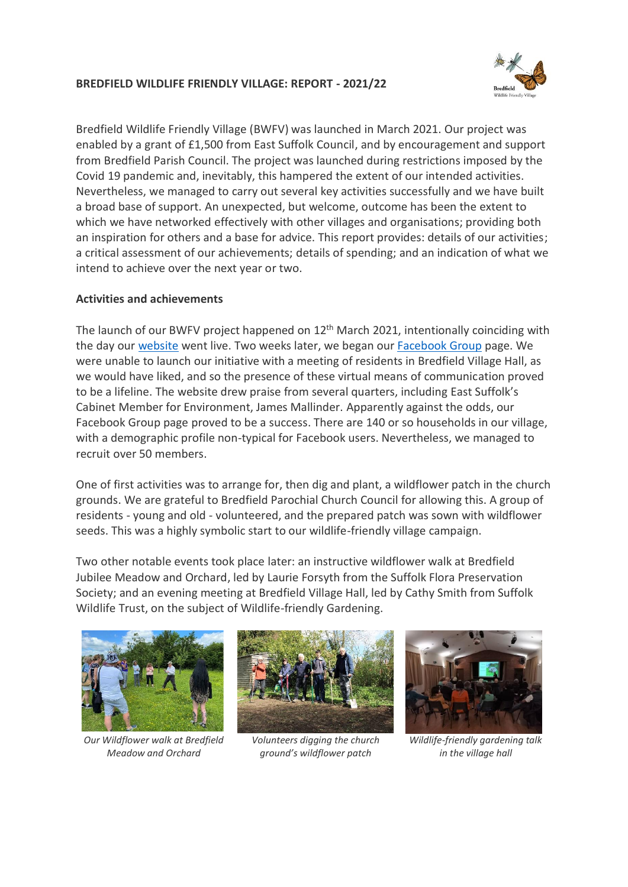# BREDFIELD WILDLIFE FRIENDLY VILLAGE: REPORT - 2021/22

Bredfield Wildlife Friendly Village (BWFV) was launched in March 2021. Our project was enabled by a grant of £1,500 from East Suffolk Council, and by encouragement and support from Bredfield Parish Council. The project was launched during restrictions imposed by the Covid 19 pandemic and, inevitably, this hampered the extent of our intended activities. Nevertheless, we managed to carry out several key activities successfully and we have built a broad base of support. An unexpected, but welcome, outcome has been the extent to which we have networked effectively with other villages and organisations; providing both an inspiration for others and a base for advice. This report provides: details of our activities; a critical assessment of our achievements; details of spending; and an indication of what we intend to achieve over the next year or two.

## Activities and achievements

The launch of our BWFV project happened on 12th March 2021, intentionally coinciding with the day our website went live. Two weeks later, we began our Facebook Group page. We were unable to launch our initiative with a meeting of residents in Bredfield Village Hall, as we would have liked, and so the presence of these virtual means of communication proved to be a lifeline. The website drew praise from several quarters, including East Suffolk's Cabinet Member for Environment, James Mallinder. Apparently against the odds, our Facebook Group page proved to be a success. There are 140 or so households in our village, with a demographic profile non-typical for Facebook users. Nevertheless, we managed to recruit over 50 members.

One of first activities was to arrange for, then dig and plant, a wildflower patch in the church grounds. We are grateful to Bredfield Parochial Church Council for allowing this. A group of residents - young and old - volunteered, and the prepared patch was sown with wildflower seeds. This was a highly symbolic start to our wildlife-friendly village campaign.

Two other notable events took place later: an instructive wildflower walk at Bredfield Jubilee Meadow and Orchard, led by Laurie Forsyth from the Suffolk Flora Preservation Society; and an evening meeting at Bredfield Village Hall, led by Cathy Smith from Suffolk Wildlife Trust, on the subject of Wildlife-friendly Gardening.

*Our Wildflower walk at Bredfield Meadow and Orchard*

*Volunteers digging the church ground's wildflower patch*

*Wildlife-friendly gardening talk in the village hall*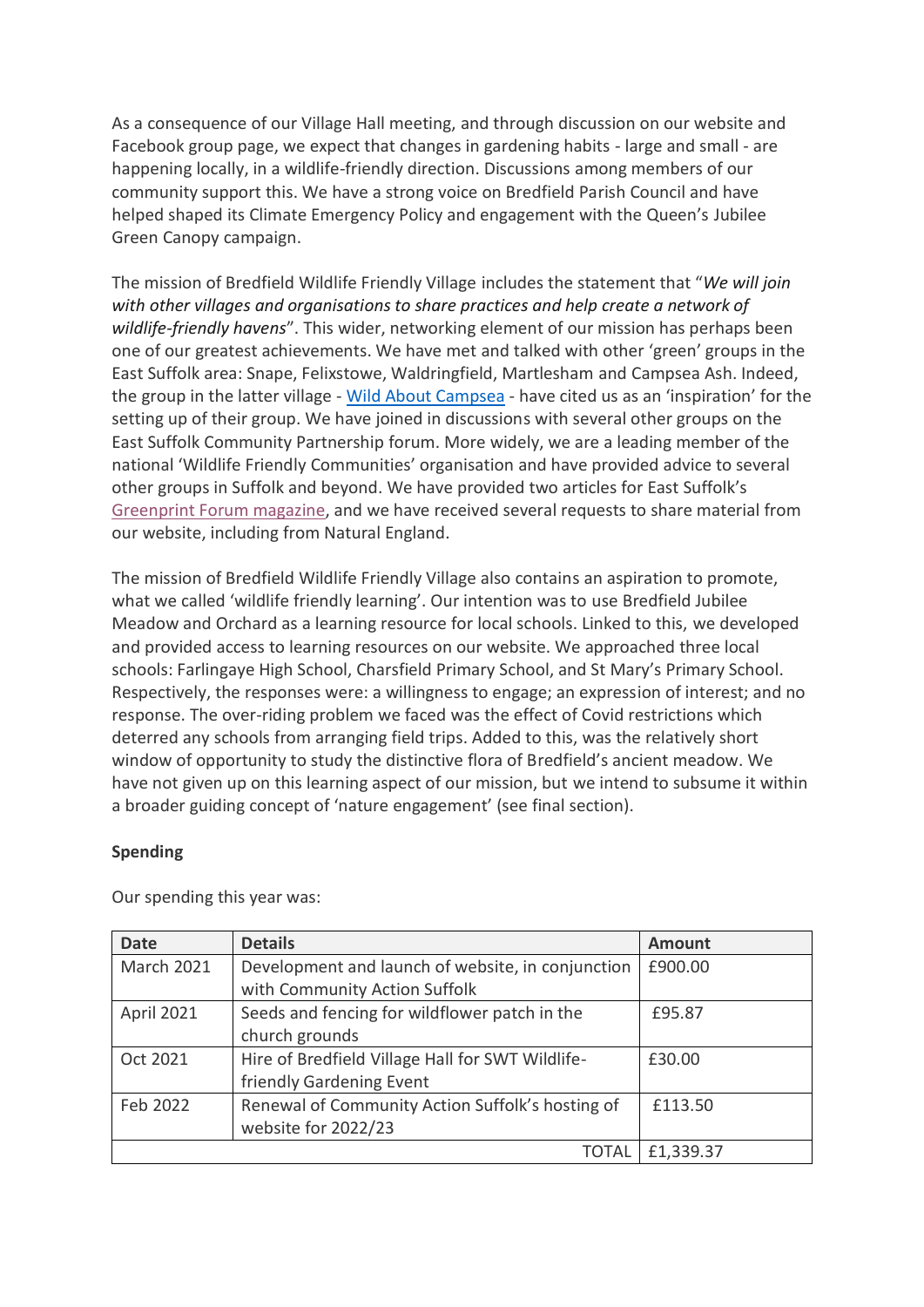As a consequence of our Village Hall meeting, and through discussion on our website and Facebook group page, we expect that changes in gardening habits - large and small - are happening locally, in a wildlife-friendly direction. Discussions among members of our community support this. We have a strong voice on Bredfield Parish Council and have helped shaped its Climate Emergency Policy and engagement with the Queen's Jubilee Green Canopy campaign.

The mission of Bredfield Wildlife Friendly Village includes the statement that "*We will join with other villages and organisations to share practices and help create a network of wildlife-friendly havens*". This wider, networking element of our mission has perhaps been one of our greatest achievements. We have met and talked with other 'green' groups in the East Suffolk area: Snape, Felixstowe, Waldringfield, Martlesham and Campsea Ash. Indeed, the group in the latter village - Wild About Campsea - have cited us as an 'inspiration' for the setting up of their group. We have joined in discussions with several other groups on the East Suffolk Community Partnership forum. More widely, we are a leading member of the national 'Wildlife Friendly Communities' organisation and have provided advice to several other groups in Suffolk and beyond. We have provided two articles for East Suffolk's Greenprint Forum magazine, and we have received several requests to share material from our website, including from Natural England.

The mission of Bredfield Wildlife Friendly Village also contains an aspiration to promote, what we called 'wildlife friendly learning'. Our intention was to use Bredfield Jubilee Meadow and Orchard as a learning resource for local schools. Linked to this, we developed and provided access to learning resources on our website. We approached three local schools: Farlingaye High School, Charsfield Primary School, and St Mary's Primary School. Respectively, the responses were: a willingness to engage; an expression of interest; and no response. The over-riding problem we faced was the effect of Covid restrictions which deterred any schools from arranging field trips. Added to this, was the relatively short window of opportunity to study the distinctive flora of Bredfield's ancient meadow. We have not given up on this learning aspect of our mission, but we intend to subsume it within a broader guiding concept of 'nature engagement' (see final section).

**Spending**

Our spending this year was:

| Date | Details | Amount |
|---|---|---|
| March 2021 | Development and launch of website, in conjunction with Community Action Suffolk | £900.00 |
| April 2021 | Seeds and fencing for wildflower patch in the church grounds | £95.87 |
| Oct 2021 | Hire of Bredfield Village Hall for SWT Wildlife-friendly Gardening Event | £30.00 |
| Feb 2022 | Renewal of Community Action Suffolk's hosting of website for 2022/23 | £113.50 |
| | TOTAL | £1,339.37 |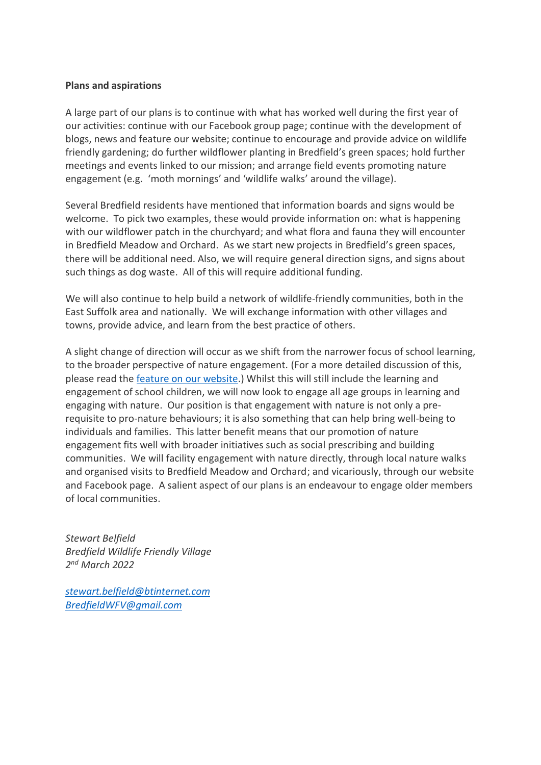**Plans and aspirations**

A large part of our plans is to continue with what has worked well during the first year of our activities: continue with our Facebook group page; continue with the development of blogs, news and feature our website; continue to encourage and provide advice on wildlife friendly gardening; do further wildflower planting in Bredfield's green spaces; hold further meetings and events linked to our mission; and arrange field events promoting nature engagement (e.g. 'moth mornings' and 'wildlife walks' around the village).

Several Bredfield residents have mentioned that information boards and signs would be welcome. To pick two examples, these would provide information on: what is happening with our wildflower patch in the churchyard; and what flora and fauna they will encounter in Bredfield Meadow and Orchard. As we start new projects in Bredfield's green spaces, there will be additional need. Also, we will require general direction signs, and signs about such things as dog waste. All of this will require additional funding.

We will also continue to help build a network of wildlife-friendly communities, both in the East Suffolk area and nationally. We will exchange information with other villages and towns, provide advice, and learn from the best practice of others.

A slight change of direction will occur as we shift from the narrower focus of school learning, to the broader perspective of nature engagement. (For a more detailed discussion of this, please read the [feature on our website](#).) Whilst this will still include the learning and engagement of school children, we will now look to engage all age groups in learning and engaging with nature. Our position is that engagement with nature is not only a pre-requisite to pro-nature behaviours; it is also something that can help bring well-being to individuals and families. This latter benefit means that our promotion of nature engagement fits well with broader initiatives such as social prescribing and building communities. We will facility engagement with nature directly, through local nature walks and organised visits to Bredfield Meadow and Orchard; and vicariously, through our website and Facebook page. A salient aspect of our plans is an endeavour to engage older members of local communities.

*Stewart Belfield*
*Bredfield Wildlife Friendly Village*
*2nd March 2022*

*stewart.belfield@btinternet.com*
*BredfieldWFV@gmail.com*